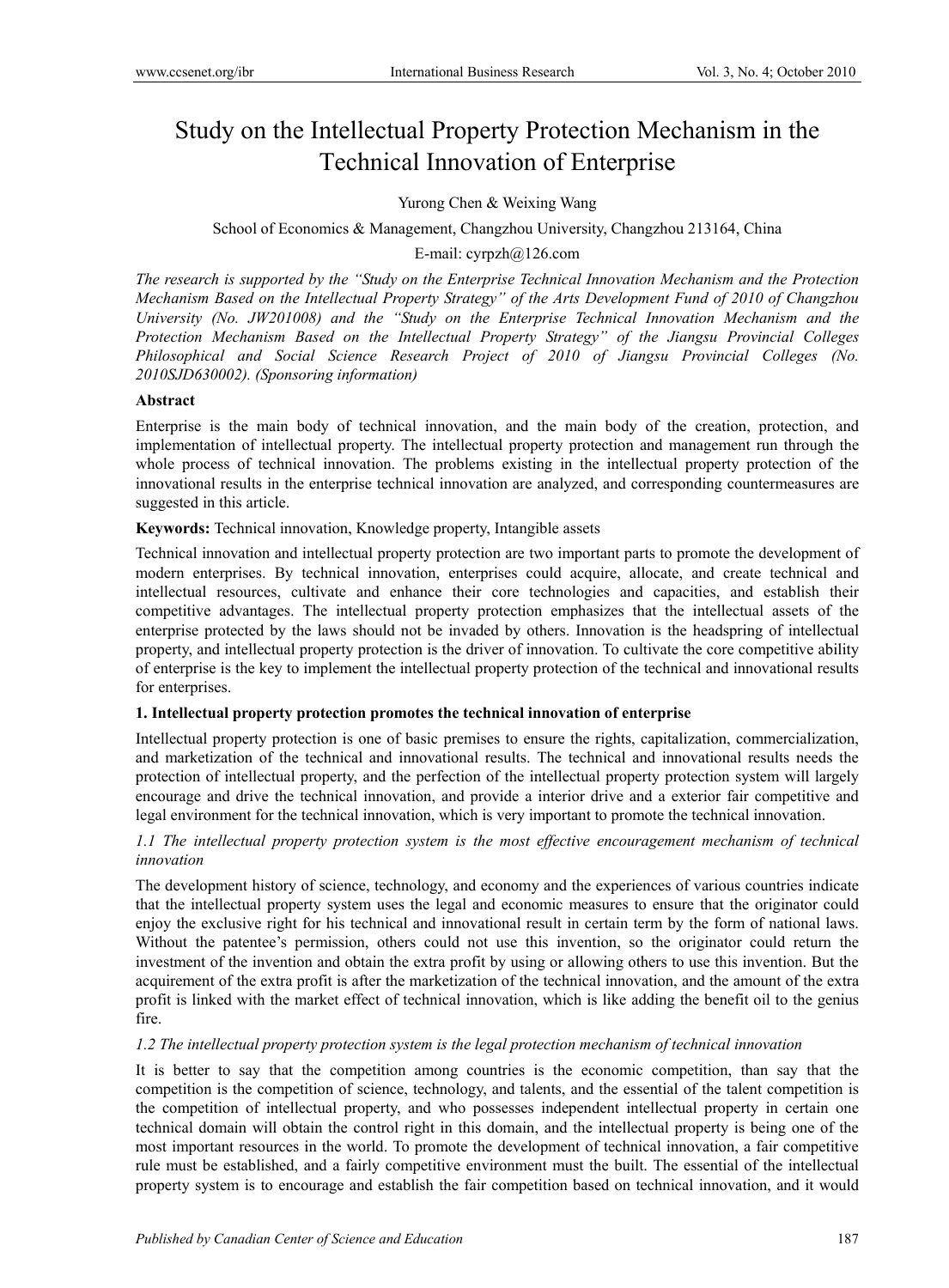# Study on the Intellectual Property Protection Mechanism in the Technical Innovation of Enterprise

Yurong Chen & Weixing Wang

School of Economics & Management, Changzhou University, Changzhou 213164, China

E-mail: cyrpzh@126.com

*The research is supported by the "Study on the Enterprise Technical Innovation Mechanism and the Protection Mechanism Based on the Intellectual Property Strategy" of the Arts Development Fund of 2010 of Changzhou University (No. JW201008) and the "Study on the Enterprise Technical Innovation Mechanism and the Protection Mechanism Based on the Intellectual Property Strategy" of the Jiangsu Provincial Colleges Philosophical and Social Science Research Project of 2010 of Jiangsu Provincial Colleges (No. 2010SJD630002). (Sponsoring information)*

**Abstract**

Enterprise is the main body of technical innovation, and the main body of the creation, protection, and implementation of intellectual property. The intellectual property protection and management run through the whole process of technical innovation. The problems existing in the intellectual property protection of the innovational results in the enterprise technical innovation are analyzed, and corresponding countermeasures are suggested in this article.

**Keywords:** Technical innovation, Knowledge property, Intangible assets

Technical innovation and intellectual property protection are two important parts to promote the development of modern enterprises. By technical innovation, enterprises could acquire, allocate, and create technical and intellectual resources, cultivate and enhance their core technologies and capacities, and establish their competitive advantages. The intellectual property protection emphasizes that the intellectual assets of the enterprise protected by the laws should not be invaded by others. Innovation is the headspring of intellectual property, and intellectual property protection is the driver of innovation. To cultivate the core competitive ability of enterprise is the key to implement the intellectual property protection of the technical and innovational results for enterprises.

## 1. Intellectual property protection promotes the technical innovation of enterprise

Intellectual property protection is one of basic premises to ensure the rights, capitalization, commercialization, and marketization of the technical and innovational results. The technical and innovational results needs the protection of intellectual property, and the perfection of the intellectual property protection system will largely encourage and drive the technical innovation, and provide a interior drive and a exterior fair competitive and legal environment for the technical innovation, which is very important to promote the technical innovation.

### *1.1 The intellectual property protection system is the most effective encouragement mechanism of technical innovation*

The development history of science, technology, and economy and the experiences of various countries indicate that the intellectual property system uses the legal and economic measures to ensure that the originator could enjoy the exclusive right for his technical and innovational result in certain term by the form of national laws. Without the patentee's permission, others could not use this invention, so the originator could return the investment of the invention and obtain the extra profit by using or allowing others to use this invention. But the acquirement of the extra profit is after the marketization of the technical innovation, and the amount of the extra profit is linked with the market effect of technical innovation, which is like adding the benefit oil to the genius fire.

### *1.2 The intellectual property protection system is the legal protection mechanism of technical innovation*

It is better to say that the competition among countries is the economic competition, than say that the competition is the competition of science, technology, and talents, and the essential of the talent competition is the competition of intellectual property, and who possesses independent intellectual property in certain one technical domain will obtain the control right in this domain, and the intellectual property is being one of the most important resources in the world. To promote the development of technical innovation, a fair competitive rule must be established, and a fairly competitive environment must the built. The essential of the intellectual property system is to encourage and establish the fair competition based on technical innovation, and it would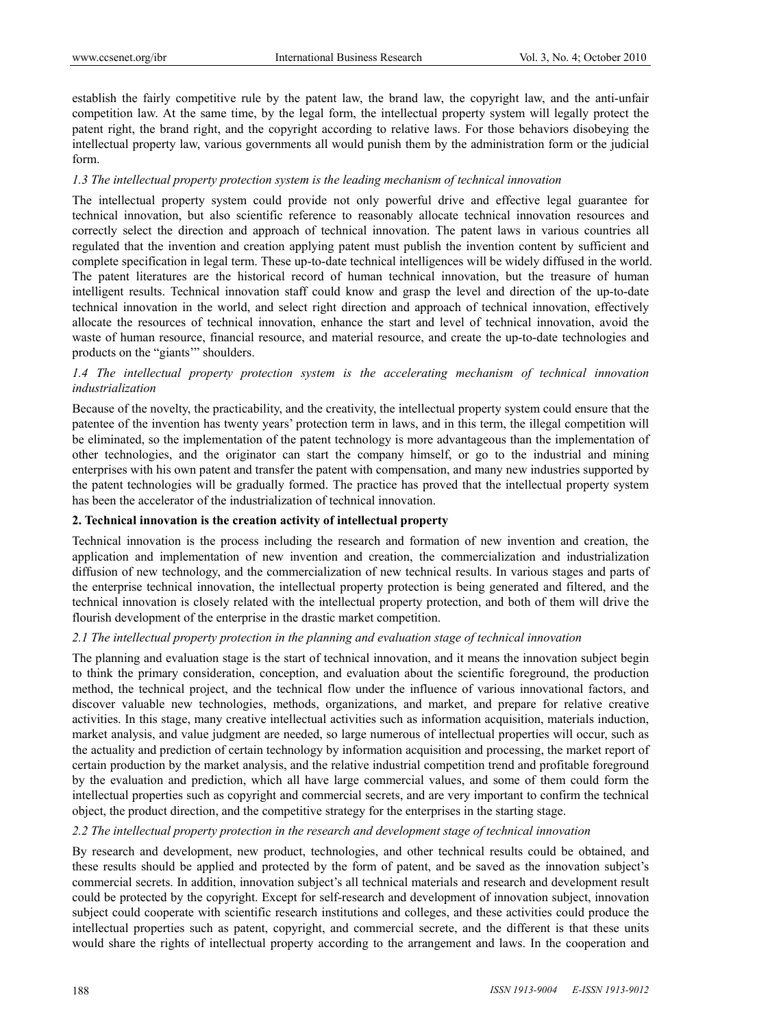establish the fairly competitive rule by the patent law, the brand law, the copyright law, and the anti-unfair competition law. At the same time, by the legal form, the intellectual property system will legally protect the patent right, the brand right, and the copyright according to relative laws. For those behaviors disobeying the intellectual property law, various governments all would punish them by the administration form or the judicial form.

### *1.3 The intellectual property protection system is the leading mechanism of technical innovation*

The intellectual property system could provide not only powerful drive and effective legal guarantee for technical innovation, but also scientific reference to reasonably allocate technical innovation resources and correctly select the direction and approach of technical innovation. The patent laws in various countries all regulated that the invention and creation applying patent must publish the invention content by sufficient and complete specification in legal term. These up-to-date technical intelligences will be widely diffused in the world. The patent literatures are the historical record of human technical innovation, but the treasure of human intelligent results. Technical innovation staff could know and grasp the level and direction of the up-to-date technical innovation in the world, and select right direction and approach of technical innovation, effectively allocate the resources of technical innovation, enhance the start and level of technical innovation, avoid the waste of human resource, financial resource, and material resource, and create the up-to-date technologies and products on the "giants'" shoulders.

### *1.4 The intellectual property protection system is the accelerating mechanism of technical innovation industrialization*

Because of the novelty, the practicability, and the creativity, the intellectual property system could ensure that the patentee of the invention has twenty years' protection term in laws, and in this term, the illegal competition will be eliminated, so the implementation of the patent technology is more advantageous than the implementation of other technologies, and the originator can start the company himself, or go to the industrial and mining enterprises with his own patent and transfer the patent with compensation, and many new industries supported by the patent technologies will be gradually formed. The practice has proved that the intellectual property system has been the accelerator of the industrialization of technical innovation.

## **2. Technical innovation is the creation activity of intellectual property**

Technical innovation is the process including the research and formation of new invention and creation, the application and implementation of new invention and creation, the commercialization and industrialization diffusion of new technology, and the commercialization of new technical results. In various stages and parts of the enterprise technical innovation, the intellectual property protection is being generated and filtered, and the technical innovation is closely related with the intellectual property protection, and both of them will drive the flourish development of the enterprise in the drastic market competition.

### *2.1 The intellectual property protection in the planning and evaluation stage of technical innovation*

The planning and evaluation stage is the start of technical innovation, and it means the innovation subject begin to think the primary consideration, conception, and evaluation about the scientific foreground, the production method, the technical project, and the technical flow under the influence of various innovational factors, and discover valuable new technologies, methods, organizations, and market, and prepare for relative creative activities. In this stage, many creative intellectual activities such as information acquisition, materials induction, market analysis, and value judgment are needed, so large numerous of intellectual properties will occur, such as the actuality and prediction of certain technology by information acquisition and processing, the market report of certain production by the market analysis, and the relative industrial competition trend and profitable foreground by the evaluation and prediction, which all have large commercial values, and some of them could form the intellectual properties such as copyright and commercial secrets, and are very important to confirm the technical object, the product direction, and the competitive strategy for the enterprises in the starting stage.

### *2.2 The intellectual property protection in the research and development stage of technical innovation*

By research and development, new product, technologies, and other technical results could be obtained, and these results should be applied and protected by the form of patent, and be saved as the innovation subject's commercial secrets. In addition, innovation subject's all technical materials and research and development result could be protected by the copyright. Except for self-research and development of innovation subject, innovation subject could cooperate with scientific research institutions and colleges, and these activities could produce the intellectual properties such as patent, copyright, and commercial secrete, and the different is that these units would share the rights of intellectual property according to the arrangement and laws. In the cooperation and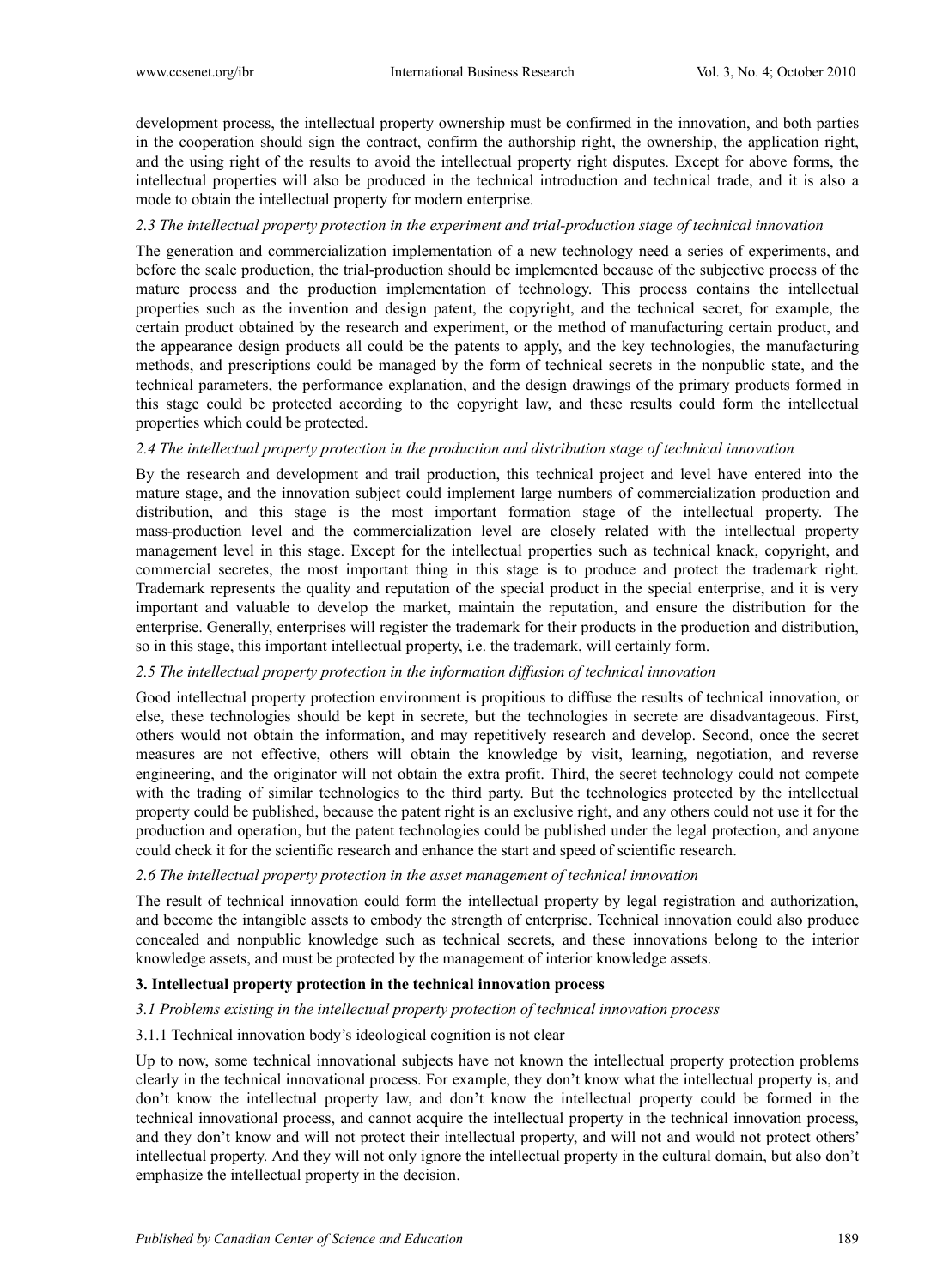development process, the intellectual property ownership must be confirmed in the innovation, and both parties in the cooperation should sign the contract, confirm the authorship right, the ownership, the application right, and the using right of the results to avoid the intellectual property right disputes. Except for above forms, the intellectual properties will also be produced in the technical introduction and technical trade, and it is also a mode to obtain the intellectual property for modern enterprise.

### *2.3 The intellectual property protection in the experiment and trial-production stage of technical innovation*

The generation and commercialization implementation of a new technology need a series of experiments, and before the scale production, the trial-production should be implemented because of the subjective process of the mature process and the production implementation of technology. This process contains the intellectual properties such as the invention and design patent, the copyright, and the technical secret, for example, the certain product obtained by the research and experiment, or the method of manufacturing certain product, and the appearance design products all could be the patents to apply, and the key technologies, the manufacturing methods, and prescriptions could be managed by the form of technical secrets in the nonpublic state, and the technical parameters, the performance explanation, and the design drawings of the primary products formed in this stage could be protected according to the copyright law, and these results could form the intellectual properties which could be protected.

### *2.4 The intellectual property protection in the production and distribution stage of technical innovation*

By the research and development and trail production, this technical project and level have entered into the mature stage, and the innovation subject could implement large numbers of commercialization production and distribution, and this stage is the most important formation stage of the intellectual property. The mass-production level and the commercialization level are closely related with the intellectual property management level in this stage. Except for the intellectual properties such as technical knack, copyright, and commercial secretes, the most important thing in this stage is to produce and protect the trademark right. Trademark represents the quality and reputation of the special product in the special enterprise, and it is very important and valuable to develop the market, maintain the reputation, and ensure the distribution for the enterprise. Generally, enterprises will register the trademark for their products in the production and distribution, so in this stage, this important intellectual property, i.e. the trademark, will certainly form.

### *2.5 The intellectual property protection in the information diffusion of technical innovation*

Good intellectual property protection environment is propitious to diffuse the results of technical innovation, or else, these technologies should be kept in secrete, but the technologies in secrete are disadvantageous. First, others would not obtain the information, and may repetitively research and develop. Second, once the secret measures are not effective, others will obtain the knowledge by visit, learning, negotiation, and reverse engineering, and the originator will not obtain the extra profit. Third, the secret technology could not compete with the trading of similar technologies to the third party. But the technologies protected by the intellectual property could be published, because the patent right is an exclusive right, and any others could not use it for the production and operation, but the patent technologies could be published under the legal protection, and anyone could check it for the scientific research and enhance the start and speed of scientific research.

### *2.6 The intellectual property protection in the asset management of technical innovation*

The result of technical innovation could form the intellectual property by legal registration and authorization, and become the intangible assets to embody the strength of enterprise. Technical innovation could also produce concealed and nonpublic knowledge such as technical secrets, and these innovations belong to the interior knowledge assets, and must be protected by the management of interior knowledge assets.

## **3. Intellectual property protection in the technical innovation process**

### *3.1 Problems existing in the intellectual property protection of technical innovation process*

#### 3.1.1 Technical innovation body's ideological cognition is not clear

Up to now, some technical innovational subjects have not known the intellectual property protection problems clearly in the technical innovational process. For example, they don't know what the intellectual property is, and don't know the intellectual property law, and don't know the intellectual property could be formed in the technical innovational process, and cannot acquire the intellectual property in the technical innovation process, and they don't know and will not protect their intellectual property, and will not and would not protect others' intellectual property. And they will not only ignore the intellectual property in the cultural domain, but also don't emphasize the intellectual property in the decision.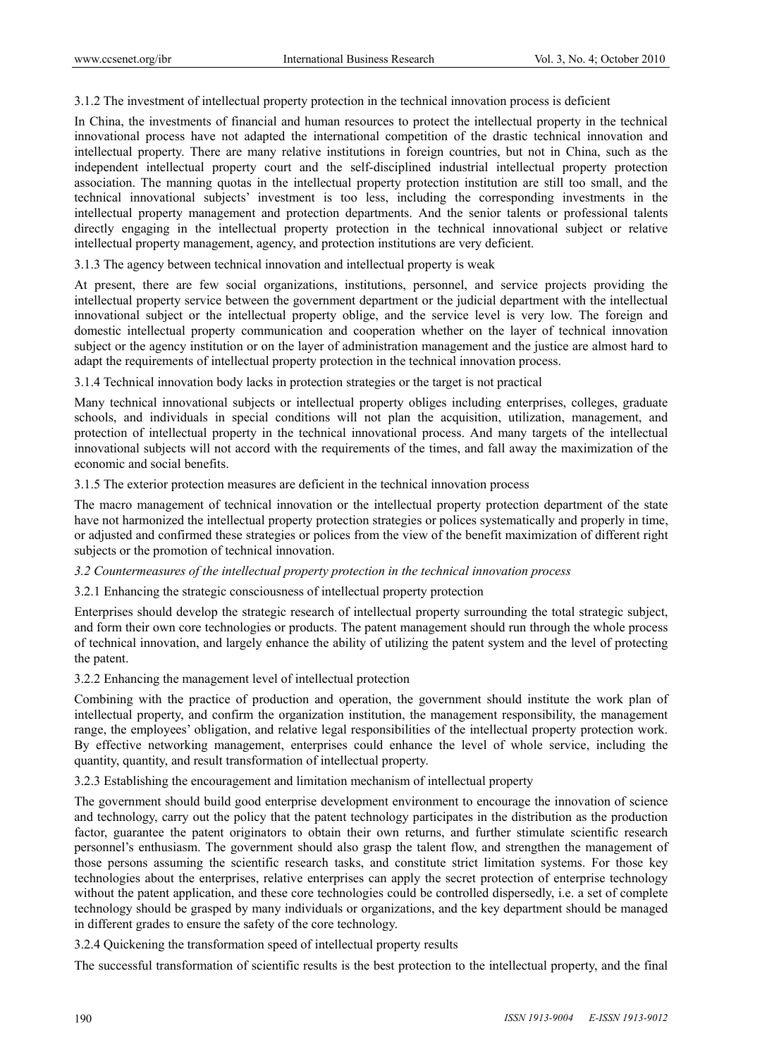3.1.2 The investment of intellectual property protection in the technical innovation process is deficient

In China, the investments of financial and human resources to protect the intellectual property in the technical innovational process have not adapted the international competition of the drastic technical innovation and intellectual property. There are many relative institutions in foreign countries, but not in China, such as the independent intellectual property court and the self-disciplined industrial intellectual property protection association. The manning quotas in the intellectual property protection institution are still too small, and the technical innovational subjects' investment is too less, including the corresponding investments in the intellectual property management and protection departments. And the senior talents or professional talents directly engaging in the intellectual property protection in the technical innovational subject or relative intellectual property management, agency, and protection institutions are very deficient.

3.1.3 The agency between technical innovation and intellectual property is weak

At present, there are few social organizations, institutions, personnel, and service projects providing the intellectual property service between the government department or the judicial department with the intellectual innovational subject or the intellectual property oblige, and the service level is very low. The foreign and domestic intellectual property communication and cooperation whether on the layer of technical innovation subject or the agency institution or on the layer of administration management and the justice are almost hard to adapt the requirements of intellectual property protection in the technical innovation process.

3.1.4 Technical innovation body lacks in protection strategies or the target is not practical

Many technical innovational subjects or intellectual property obliges including enterprises, colleges, graduate schools, and individuals in special conditions will not plan the acquisition, utilization, management, and protection of intellectual property in the technical innovational process. And many targets of the intellectual innovational subjects will not accord with the requirements of the times, and fall away the maximization of the economic and social benefits.

3.1.5 The exterior protection measures are deficient in the technical innovation process

The macro management of technical innovation or the intellectual property protection department of the state have not harmonized the intellectual property protection strategies or polices systematically and properly in time, or adjusted and confirmed these strategies or polices from the view of the benefit maximization of different right subjects or the promotion of technical innovation.

*3.2 Countermeasures of the intellectual property protection in the technical innovation process*

3.2.1 Enhancing the strategic consciousness of intellectual property protection

Enterprises should develop the strategic research of intellectual property surrounding the total strategic subject, and form their own core technologies or products. The patent management should run through the whole process of technical innovation, and largely enhance the ability of utilizing the patent system and the level of protecting the patent.

3.2.2 Enhancing the management level of intellectual protection

Combining with the practice of production and operation, the government should institute the work plan of intellectual property, and confirm the organization institution, the management responsibility, the management range, the employees' obligation, and relative legal responsibilities of the intellectual property protection work. By effective networking management, enterprises could enhance the level of whole service, including the quantity, quantity, and result transformation of intellectual property.

3.2.3 Establishing the encouragement and limitation mechanism of intellectual property

The government should build good enterprise development environment to encourage the innovation of science and technology, carry out the policy that the patent technology participates in the distribution as the production factor, guarantee the patent originators to obtain their own returns, and further stimulate scientific research personnel's enthusiasm. The government should also grasp the talent flow, and strengthen the management of those persons assuming the scientific research tasks, and constitute strict limitation systems. For those key technologies about the enterprises, relative enterprises can apply the secret protection of enterprise technology without the patent application, and these core technologies could be controlled dispersedly, i.e. a set of complete technology should be grasped by many individuals or organizations, and the key department should be managed in different grades to ensure the safety of the core technology.

3.2.4 Quickening the transformation speed of intellectual property results

The successful transformation of scientific results is the best protection to the intellectual property, and the final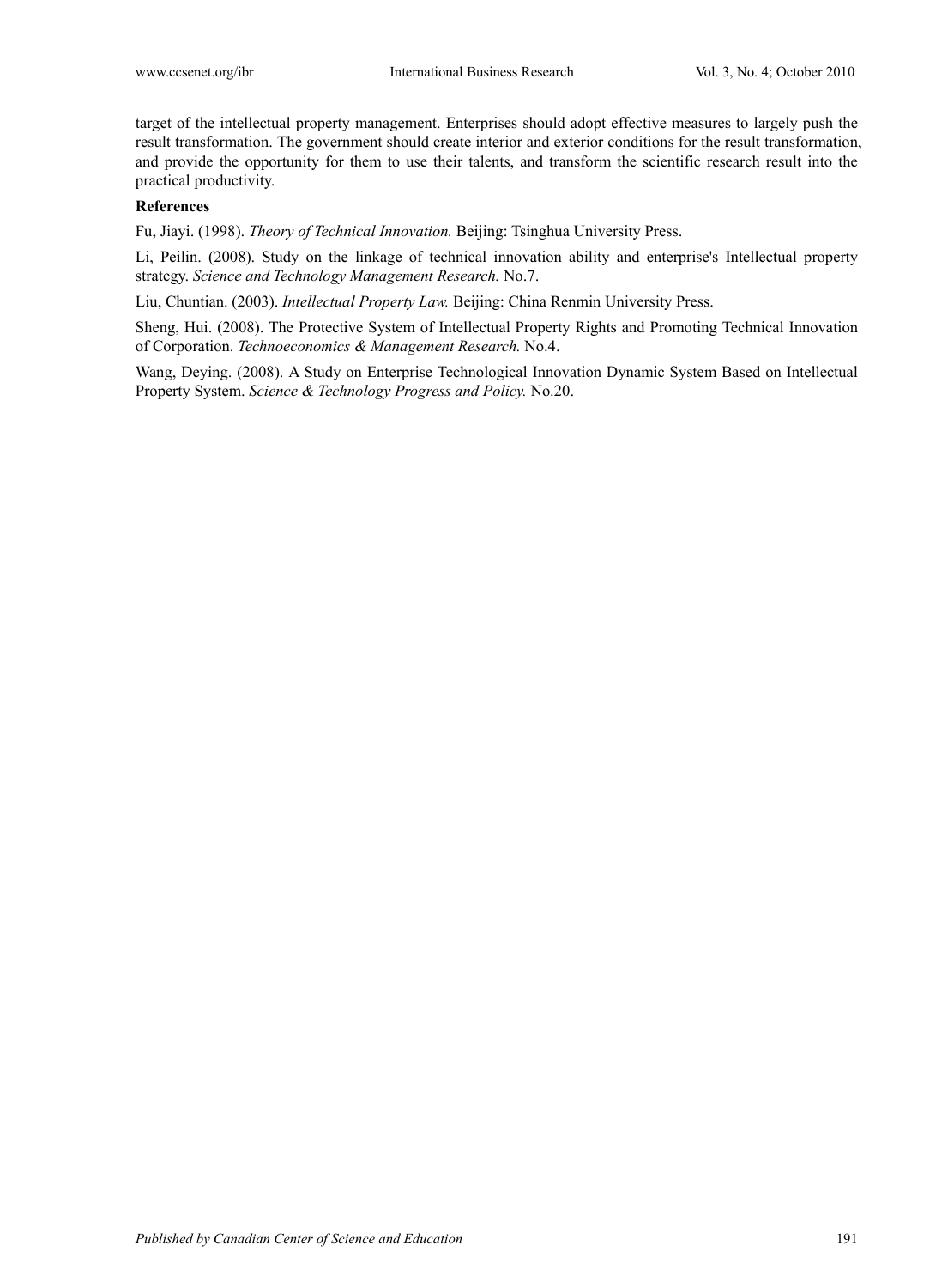target of the intellectual property management. Enterprises should adopt effective measures to largely push the result transformation. The government should create interior and exterior conditions for the result transformation, and provide the opportunity for them to use their talents, and transform the scientific research result into the practical productivity.

**References**

Fu, Jiayi. (1998). *Theory of Technical Innovation.* Beijing: Tsinghua University Press.

Li, Peilin. (2008). Study on the linkage of technical innovation ability and enterprise's Intellectual property strategy. *Science and Technology Management Research.* No.7.

Liu, Chuntian. (2003). *Intellectual Property Law.* Beijing: China Renmin University Press.

Sheng, Hui. (2008). The Protective System of Intellectual Property Rights and Promoting Technical Innovation of Corporation. *Technoeconomics & Management Research.* No.4.

Wang, Deying. (2008). A Study on Enterprise Technological Innovation Dynamic System Based on Intellectual Property System. *Science & Technology Progress and Policy.* No.20.